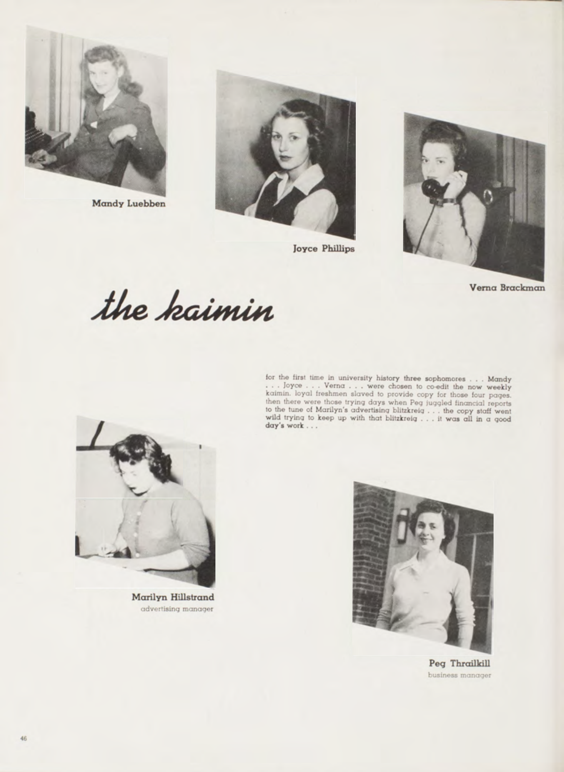Mandy Luebben

Joyce Phillips

Verna Brackman

# the kaimin

for the first time in university history three sophomores . . . Mandy . . . Joyce . . . Verna . . . were chosen to co-edit the now weekly kaimin. loyal freshmen slaved to provide copy for those four pages. then there were those trying days when Peg juggled financial reports to the tune of Marilyn's advertising blitzkreig . . . the copy staff went wild trying to keep up with that blitzkreig . . . it was all in a good day's work . . .

**Marilyn Hillstrand**
advertising manager

**Peg Thrailkill**
business manager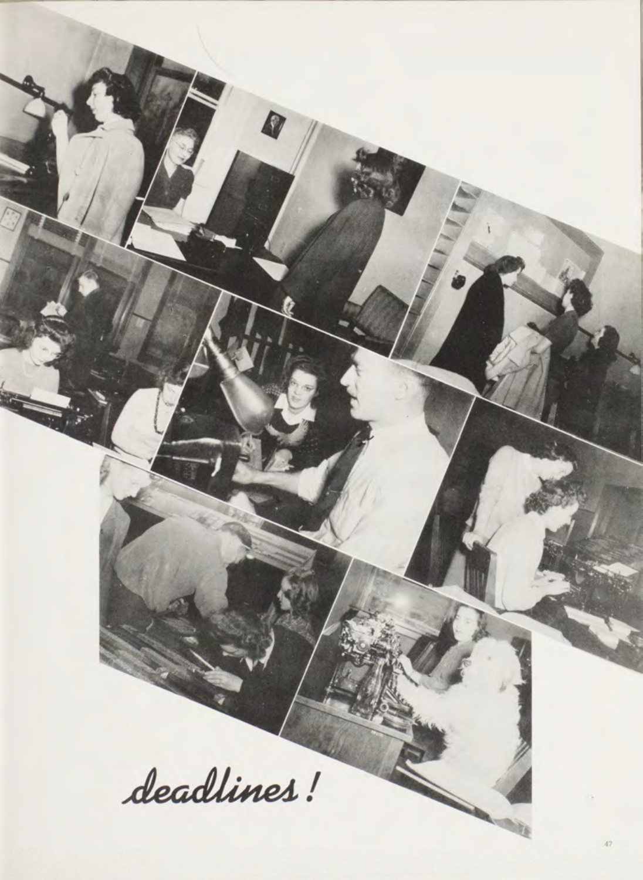deadlines!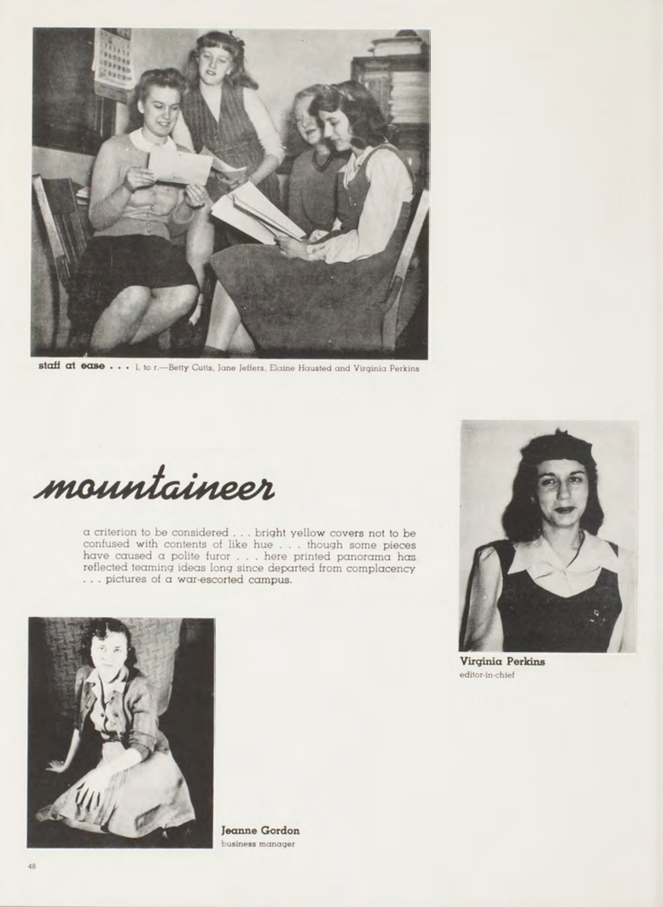**staff at ease . . .** l. to r.—Betty Cutts, Jane Jeffers, Elaine Hausted and Virginia Perkins

# mountaineer

a criterion to be considered . . . bright yellow covers not to be confused with contents of like hue . . . though some pieces have caused a polite furor . . . here printed panorama has reflected teaming ideas long since departed from complacency . . . pictures of a war-escorted campus.

**Virginia Perkins**
editor-in-chief

**Jeanne Gordon**
business manager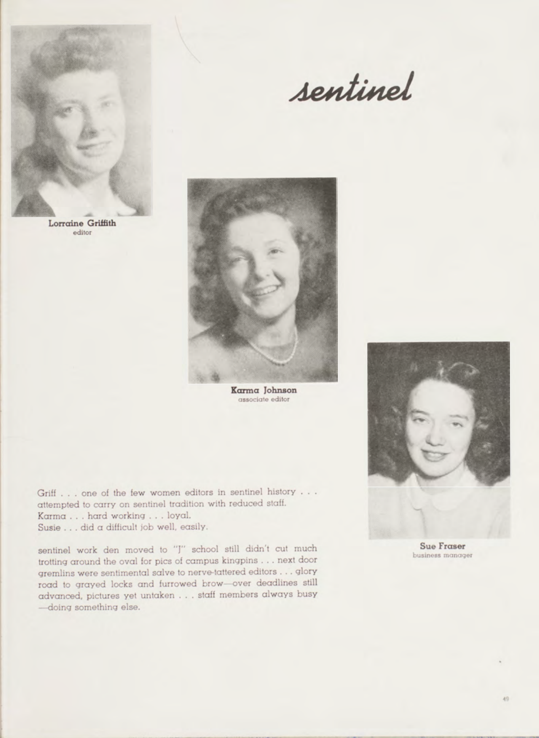# sentinel

**Lorraine Griffith**
editor

**Karma Johnson**
associate editor

**Sue Fraser**
business manager

Griff . . . one of the few women editors in sentinel history . . . attempted to carry on sentinel tradition with reduced staff.
Karma . . . hard working . . . loyal.
Susie . . . did a difficult job well, easily.

sentinel work den moved to "J" school still didn't cut much trotting around the oval for pics of campus kingpins . . . next door gremlins were sentimental salve to nerve-tattered editors . . . glory road to grayed locks and furrowed brow—over deadlines still advanced, pictures yet untaken . . . staff members always busy —doing something else.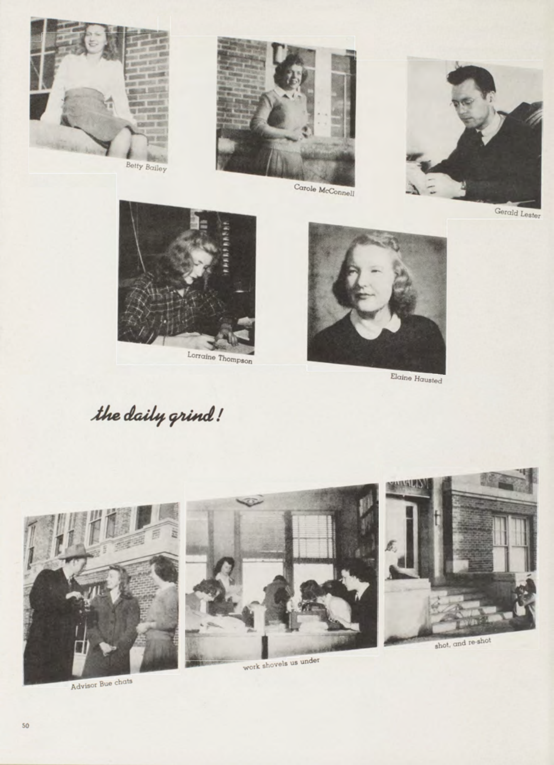Betty Bailey

Carole McConnell

Gerald Lester

Lorraine Thompson

Elaine Hausted

## *the daily grind!*

Advisor Bue chats

work shovels us under

shot, and re-shot